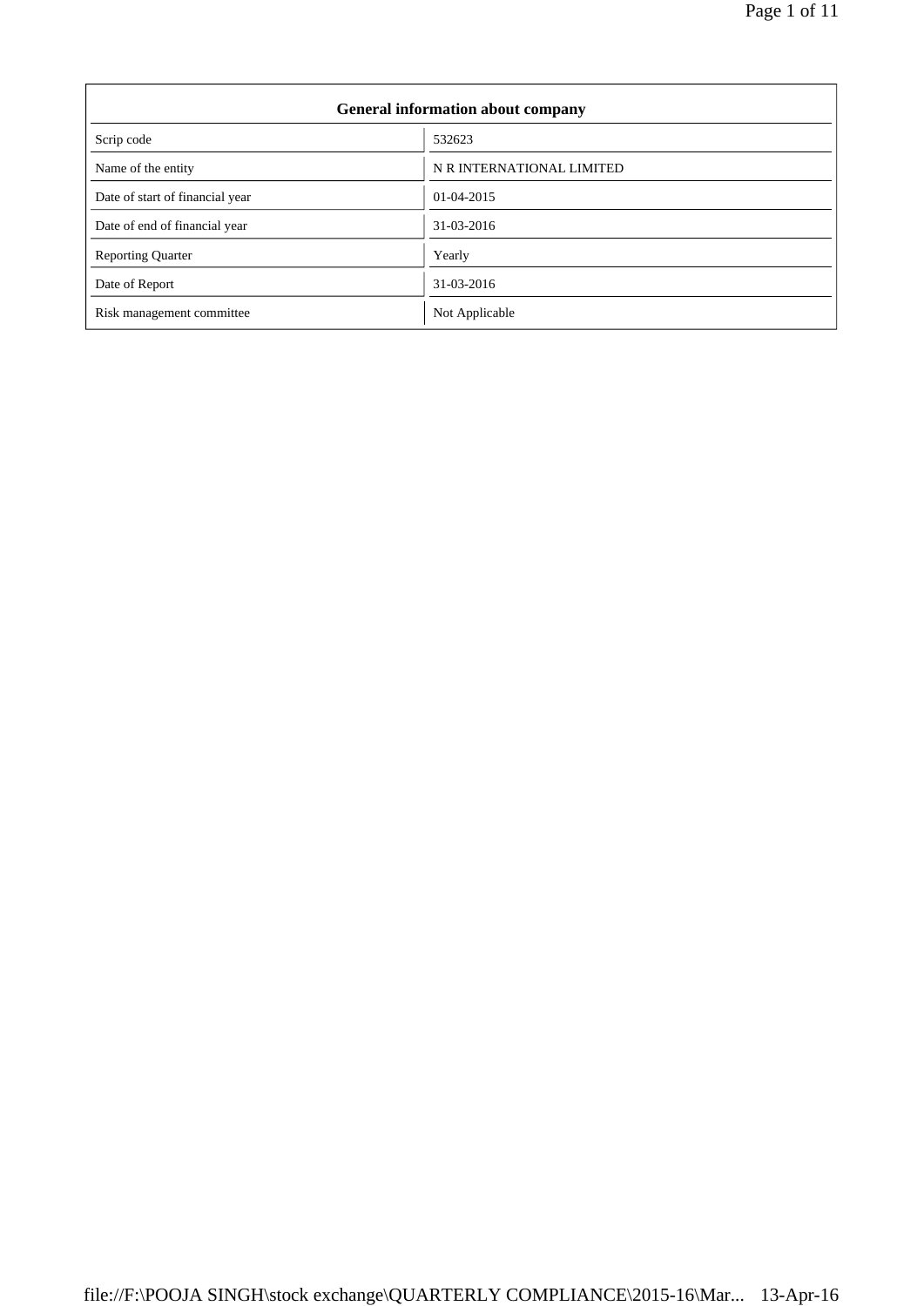| General information about company | |
|---|---|
| Scrip code | 532623 |
| Name of the entity | N R INTERNATIONAL LIMITED |
| Date of start of financial year | 01-04-2015 |
| Date of end of financial year | 31-03-2016 |
| Reporting Quarter | Yearly |
| Date of Report | 31-03-2016 |
| Risk management committee | Not Applicable |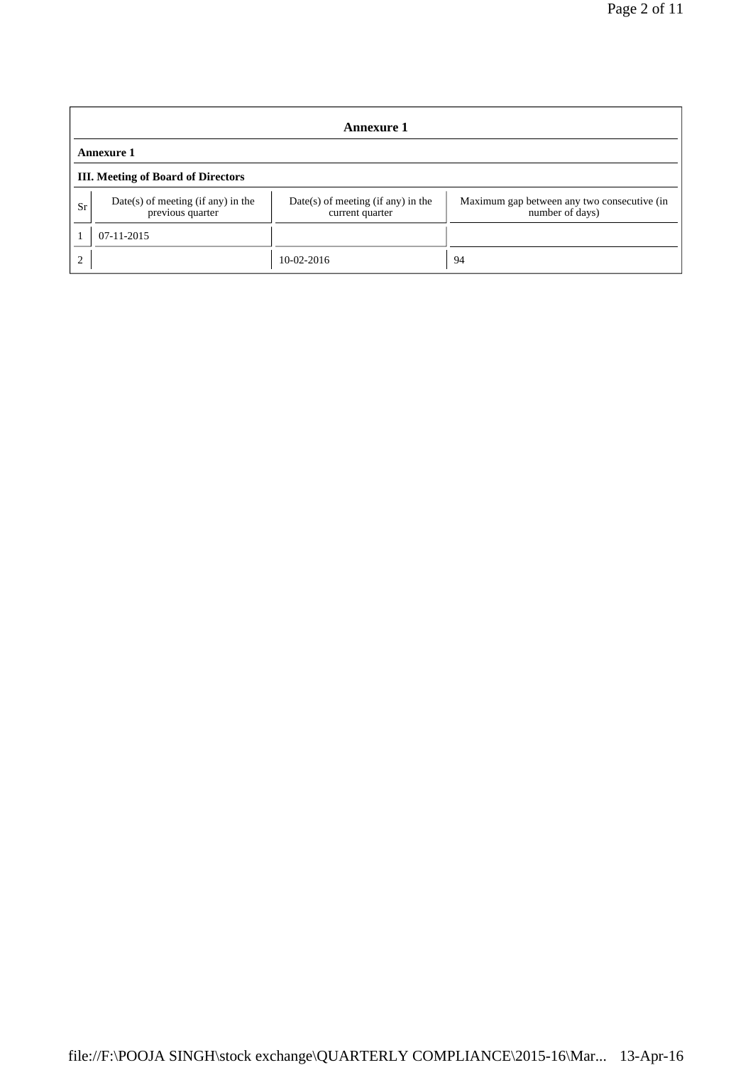## Annexure 1

### Annexure 1

### III. Meeting of Board of Directors

| Sr | Date(s) of meeting (if any) in the previous quarter | Date(s) of meeting (if any) in the current quarter | Maximum gap between any two consecutive (in number of days) |
|---|---|---|---|
| 1 | 07-11-2015 | | |
| 2 | | 10-02-2016 | 94 |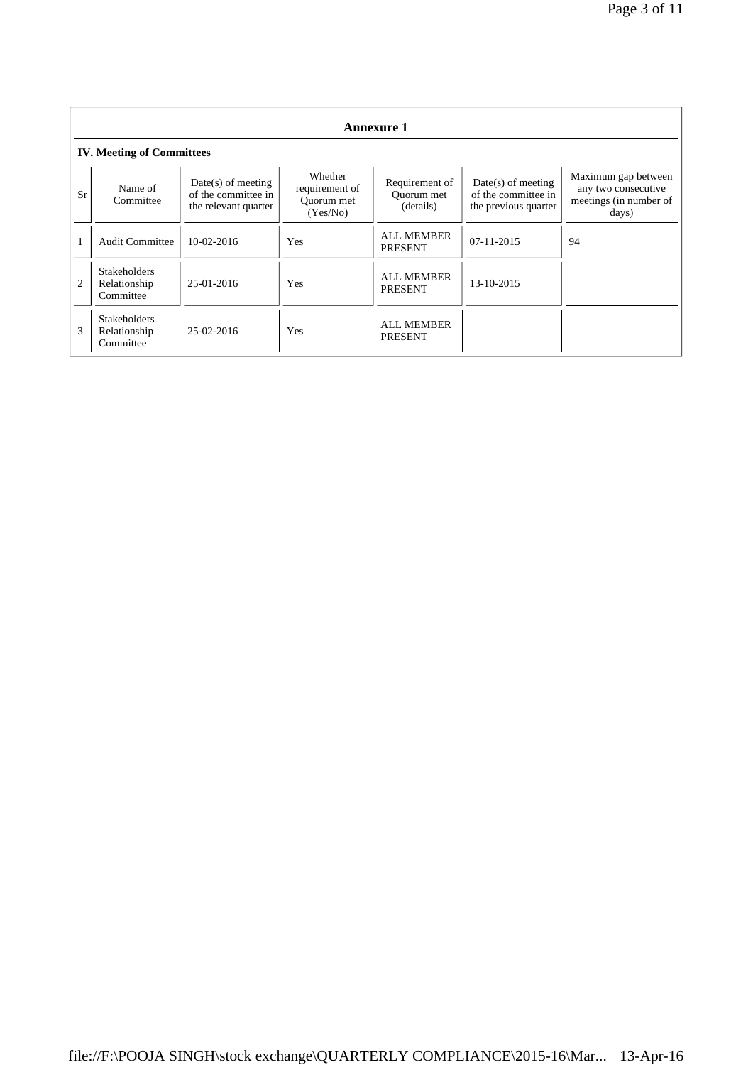## Annexure 1

### IV. Meeting of Committees

| Sr | Name of Committee | Date(s) of meeting of the committee in the relevant quarter | Whether requirement of Quorum met (Yes/No) | Requirement of Quorum met (details) | Date(s) of meeting of the committee in the previous quarter | Maximum gap between any two consecutive meetings (in number of days) |
|---|---|---|---|---|---|---|
| 1 | Audit Committee | 10-02-2016 | Yes | ALL MEMBER PRESENT | 07-11-2015 | 94 |
| 2 | Stakeholders Relationship Committee | 25-01-2016 | Yes | ALL MEMBER PRESENT | 13-10-2015 | |
| 3 | Stakeholders Relationship Committee | 25-02-2016 | Yes | ALL MEMBER PRESENT | | |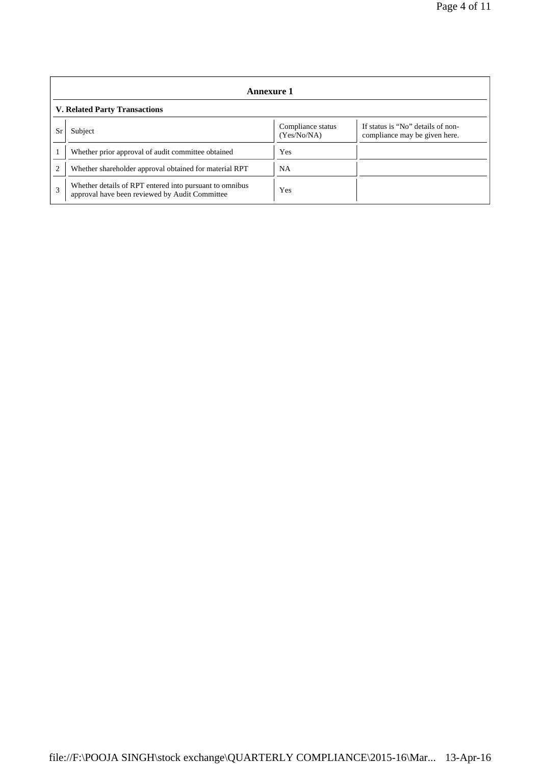## Annexure 1

### V. Related Party Transactions

| Sr | Subject | Compliance status (Yes/No/NA) | If status is "No" details of non-compliance may be given here. |
|---|---|---|---|
| 1 | Whether prior approval of audit committee obtained | Yes | |
| 2 | Whether shareholder approval obtained for material RPT | NA | |
| 3 | Whether details of RPT entered into pursuant to omnibus approval have been reviewed by Audit Committee | Yes | |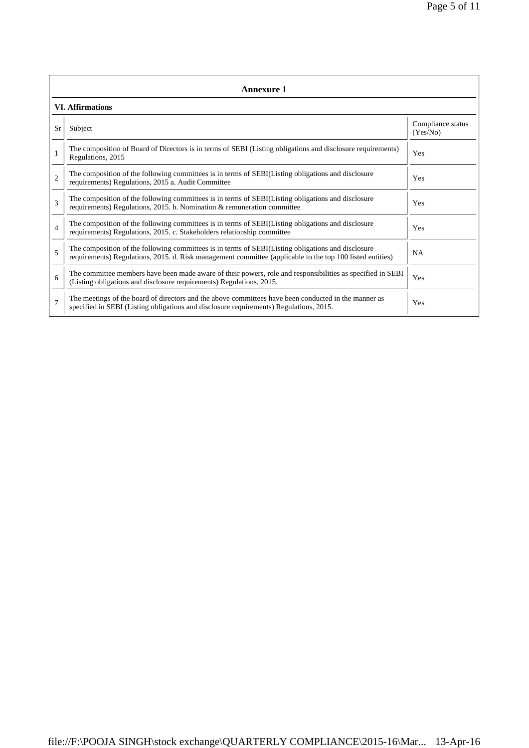## Annexure 1

### VI. Affirmations

| Sr | Subject | Compliance status (Yes/No) |
|---|---|---|
| 1 | The composition of Board of Directors is in terms of SEBI (Listing obligations and disclosure requirements) Regulations, 2015 | Yes |
| 2 | The composition of the following committees is in terms of SEBI(Listing obligations and disclosure requirements) Regulations, 2015 a. Audit Committee | Yes |
| 3 | The composition of the following committees is in terms of SEBI(Listing obligations and disclosure requirements) Regulations, 2015. b. Nomination & remuneration committee | Yes |
| 4 | The composition of the following committees is in terms of SEBI(Listing obligations and disclosure requirements) Regulations, 2015. c. Stakeholders relationship committee | Yes |
| 5 | The composition of the following committees is in terms of SEBI(Listing obligations and disclosure requirements) Regulations, 2015. d. Risk management committee (applicable to the top 100 listed entities) | NA |
| 6 | The committee members have been made aware of their powers, role and responsibilities as specified in SEBI (Listing obligations and disclosure requirements) Regulations, 2015. | Yes |
| 7 | The meetings of the board of directors and the above committees have been conducted in the manner as specified in SEBI (Listing obligations and disclosure requirements) Regulations, 2015. | Yes |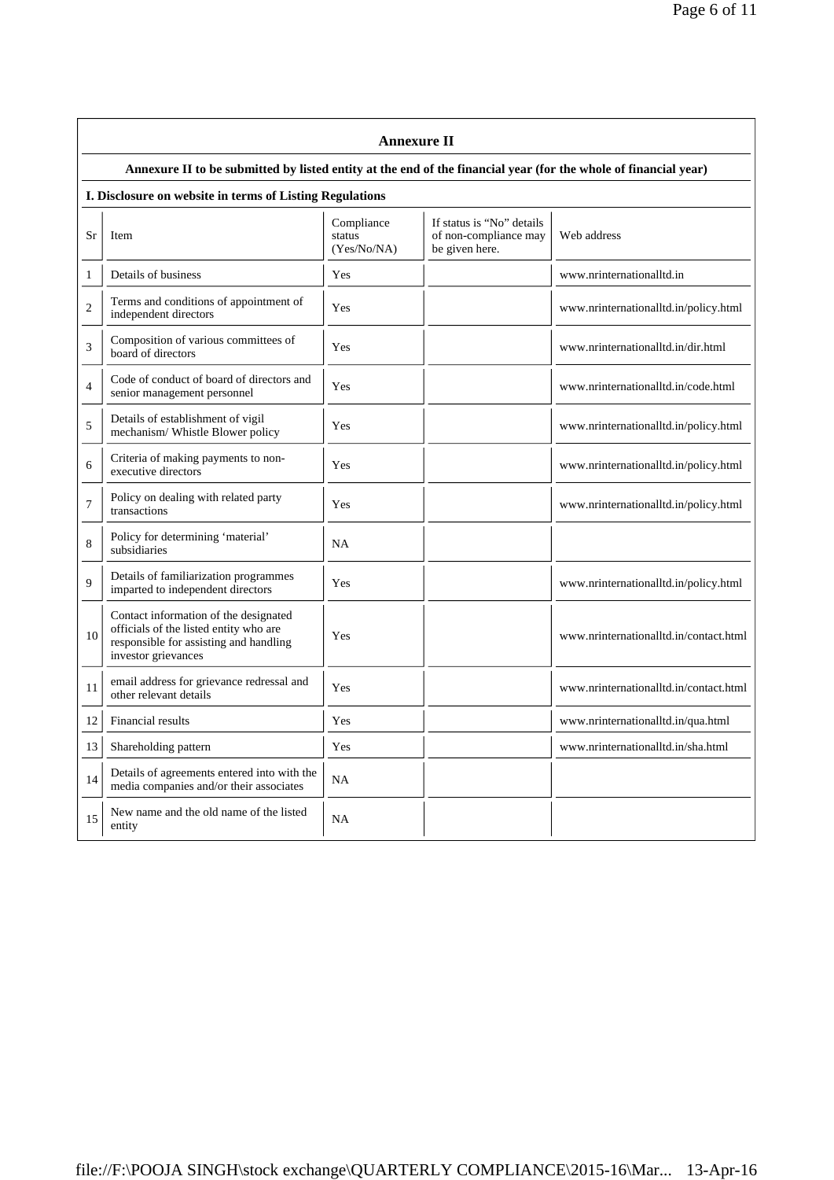## Annexure II

**Annexure II to be submitted by listed entity at the end of the financial year (for the whole of financial year)**

### I. Disclosure on website in terms of Listing Regulations

| Sr | Item | Compliance status (Yes/No/NA) | If status is "No" details of non-compliance may be given here. | Web address |
|---|---|---|---|---|
| 1 | Details of business | Yes | | www.nrinternationalltd.in |
| 2 | Terms and conditions of appointment of independent directors | Yes | | www.nrinternationalltd.in/policy.html |
| 3 | Composition of various committees of board of directors | Yes | | www.nrinternationalltd.in/dir.html |
| 4 | Code of conduct of board of directors and senior management personnel | Yes | | www.nrinternationalltd.in/code.html |
| 5 | Details of establishment of vigil mechanism/ Whistle Blower policy | Yes | | www.nrinternationalltd.in/policy.html |
| 6 | Criteria of making payments to non-executive directors | Yes | | www.nrinternationalltd.in/policy.html |
| 7 | Policy on dealing with related party transactions | Yes | | www.nrinternationalltd.in/policy.html |
| 8 | Policy for determining 'material' subsidiaries | NA | | |
| 9 | Details of familiarization programmes imparted to independent directors | Yes | | www.nrinternationalltd.in/policy.html |
| 10 | Contact information of the designated officials of the listed entity who are responsible for assisting and handling investor grievances | Yes | | www.nrinternationalltd.in/contact.html |
| 11 | email address for grievance redressal and other relevant details | Yes | | www.nrinternationalltd.in/contact.html |
| 12 | Financial results | Yes | | www.nrinternationalltd.in/qua.html |
| 13 | Shareholding pattern | Yes | | www.nrinternationalltd.in/sha.html |
| 14 | Details of agreements entered into with the media companies and/or their associates | NA | | |
| 15 | New name and the old name of the listed entity | NA | | |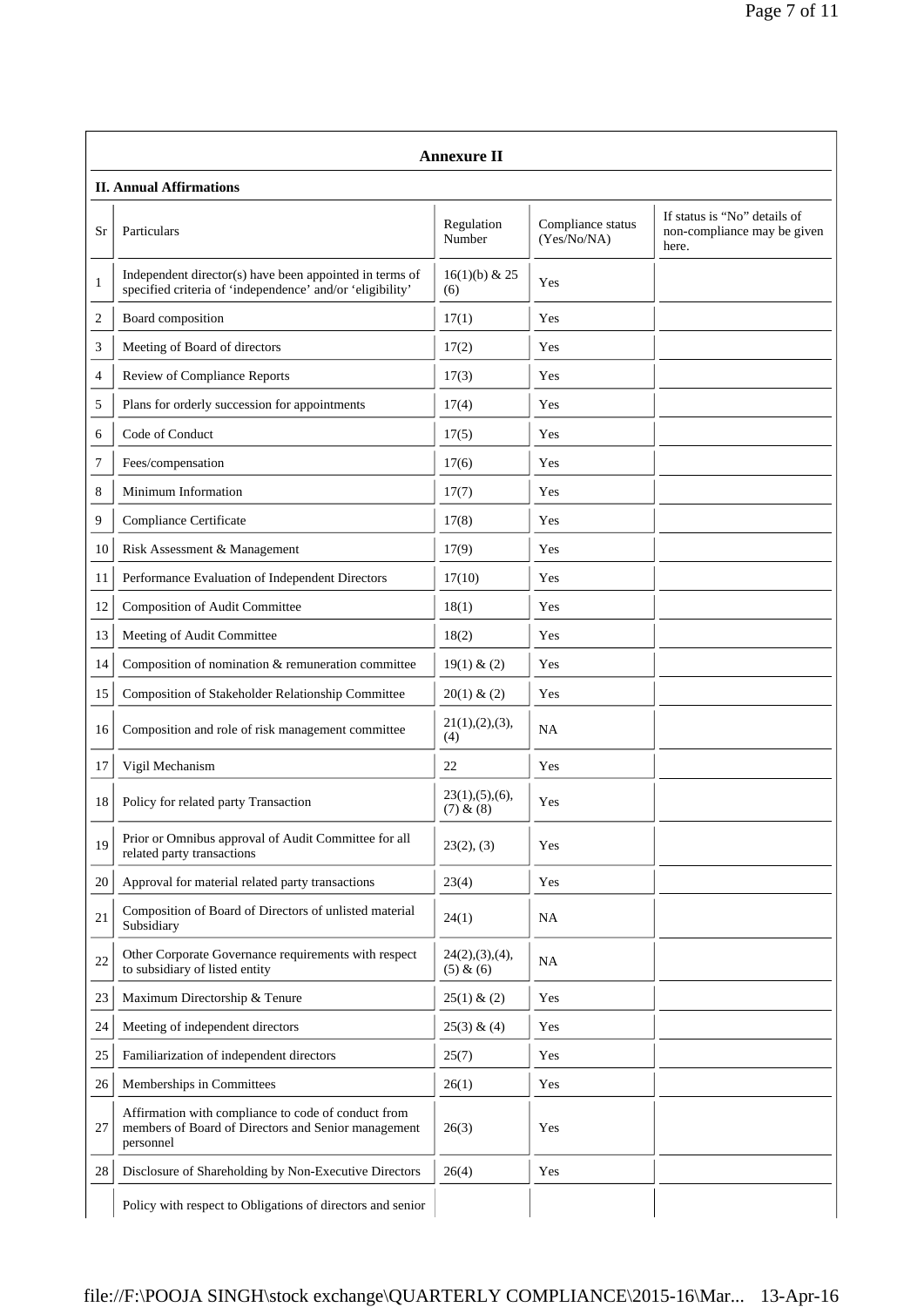## Annexure II

### II. Annual Affirmations

| Sr | Particulars | Regulation Number | Compliance status (Yes/No/NA) | If status is "No" details of non-compliance may be given here. |
|---|---|---|---|---|
| 1 | Independent director(s) have been appointed in terms of specified criteria of 'independence' and/or 'eligibility' | 16(1)(b) & 25 (6) | Yes | |
| 2 | Board composition | 17(1) | Yes | |
| 3 | Meeting of Board of directors | 17(2) | Yes | |
| 4 | Review of Compliance Reports | 17(3) | Yes | |
| 5 | Plans for orderly succession for appointments | 17(4) | Yes | |
| 6 | Code of Conduct | 17(5) | Yes | |
| 7 | Fees/compensation | 17(6) | Yes | |
| 8 | Minimum Information | 17(7) | Yes | |
| 9 | Compliance Certificate | 17(8) | Yes | |
| 10 | Risk Assessment & Management | 17(9) | Yes | |
| 11 | Performance Evaluation of Independent Directors | 17(10) | Yes | |
| 12 | Composition of Audit Committee | 18(1) | Yes | |
| 13 | Meeting of Audit Committee | 18(2) | Yes | |
| 14 | Composition of nomination & remuneration committee | 19(1) & (2) | Yes | |
| 15 | Composition of Stakeholder Relationship Committee | 20(1) & (2) | Yes | |
| 16 | Composition and role of risk management committee | 21(1),(2),(3),(4) | NA | |
| 17 | Vigil Mechanism | 22 | Yes | |
| 18 | Policy for related party Transaction | 23(1),(5),(6),(7) & (8) | Yes | |
| 19 | Prior or Omnibus approval of Audit Committee for all related party transactions | 23(2), (3) | Yes | |
| 20 | Approval for material related party transactions | 23(4) | Yes | |
| 21 | Composition of Board of Directors of unlisted material Subsidiary | 24(1) | NA | |
| 22 | Other Corporate Governance requirements with respect to subsidiary of listed entity | 24(2),(3),(4),(5) & (6) | NA | |
| 23 | Maximum Directorship & Tenure | 25(1) & (2) | Yes | |
| 24 | Meeting of independent directors | 25(3) & (4) | Yes | |
| 25 | Familiarization of independent directors | 25(7) | Yes | |
| 26 | Memberships in Committees | 26(1) | Yes | |
| 27 | Affirmation with compliance to code of conduct from members of Board of Directors and Senior management personnel | 26(3) | Yes | |
| 28 | Disclosure of Shareholding by Non-Executive Directors | 26(4) | Yes | |
| | Policy with respect to Obligations of directors and senior | | | |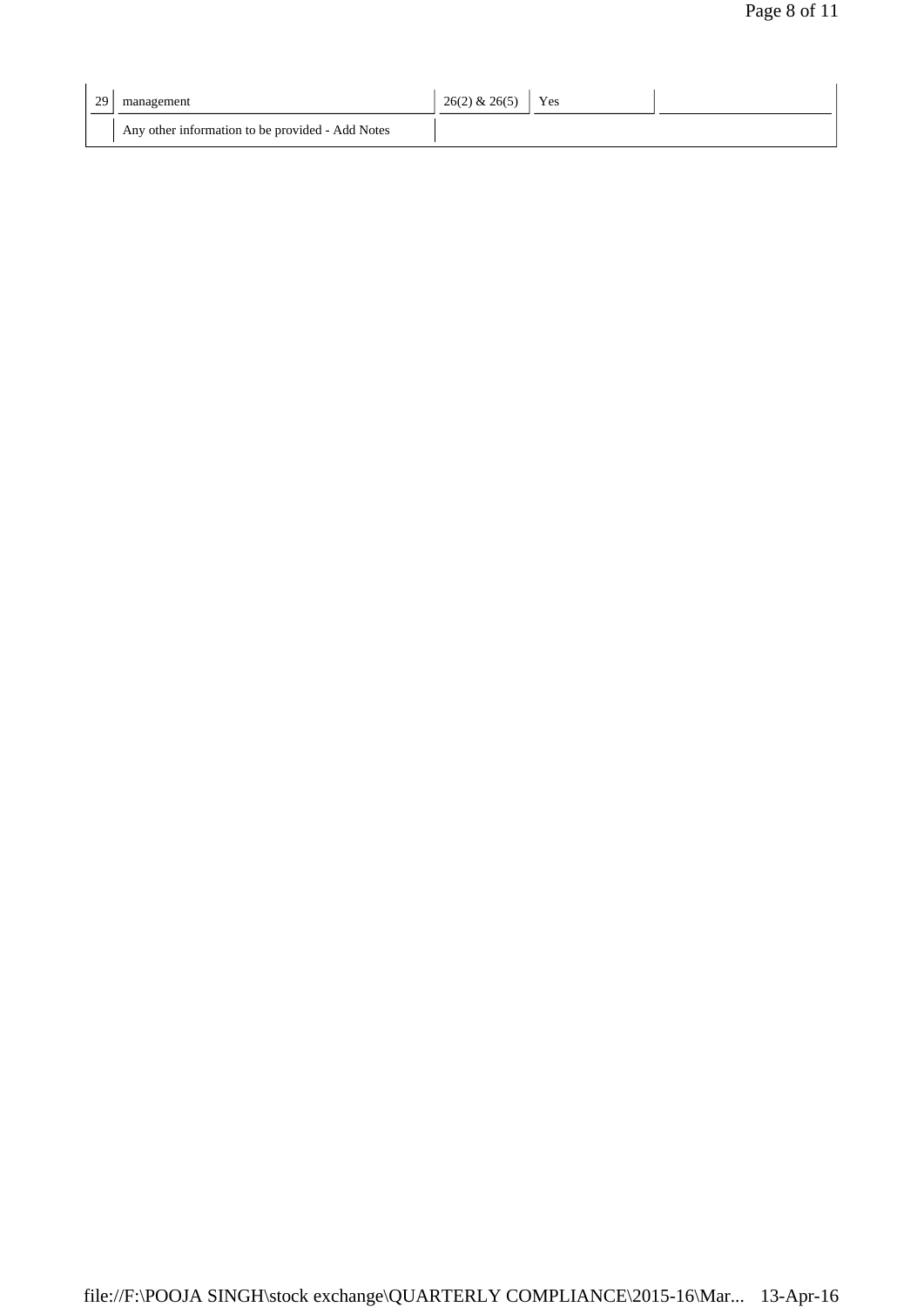| | | | | |
|---|---|---|---|---|
| 29 | management | 26(2) & 26(5) | Yes | |
| | Any other information to be provided - Add Notes | | | |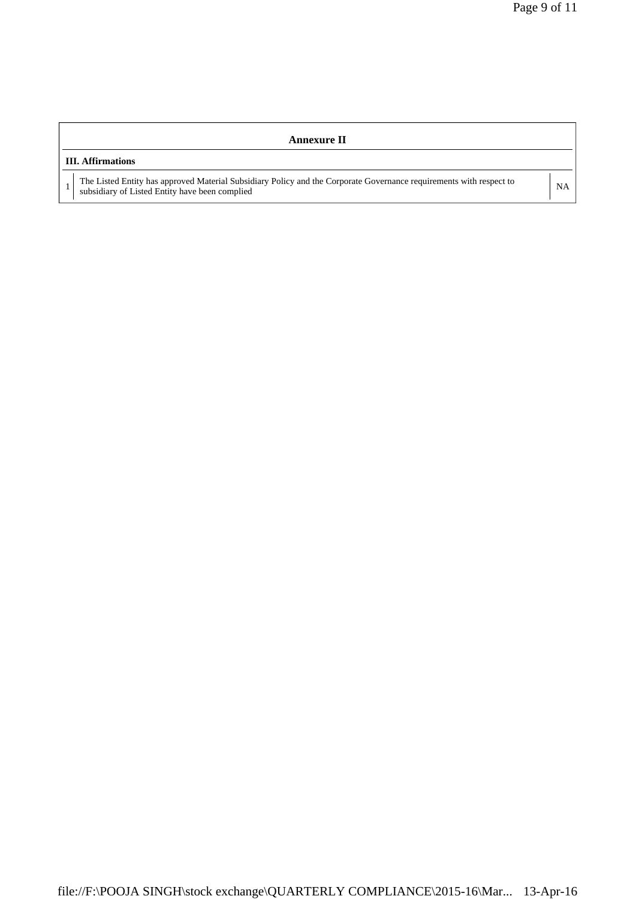## Annexure II

**III. Affirmations**

| | | |
|---|---|---|
| 1 | The Listed Entity has approved Material Subsidiary Policy and the Corporate Governance requirements with respect to subsidiary of Listed Entity have been complied | NA |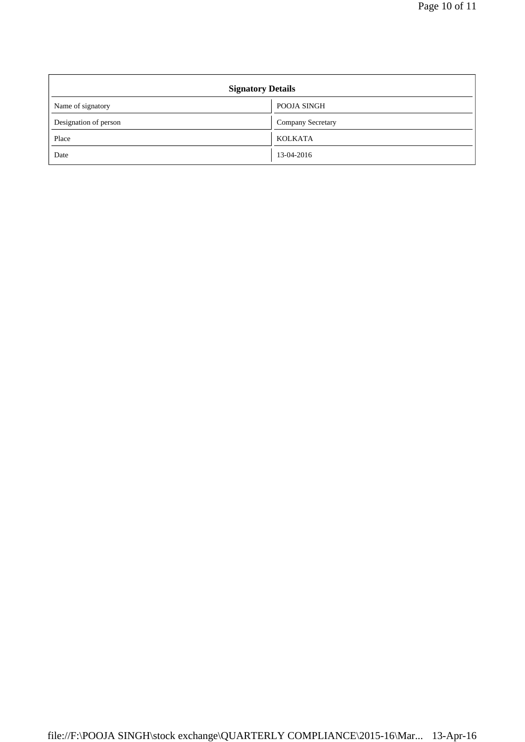| Signatory Details | |
|---|---|
| Name of signatory | POOJA SINGH |
| Designation of person | Company Secretary |
| Place | KOLKATA |
| Date | 13-04-2016 |